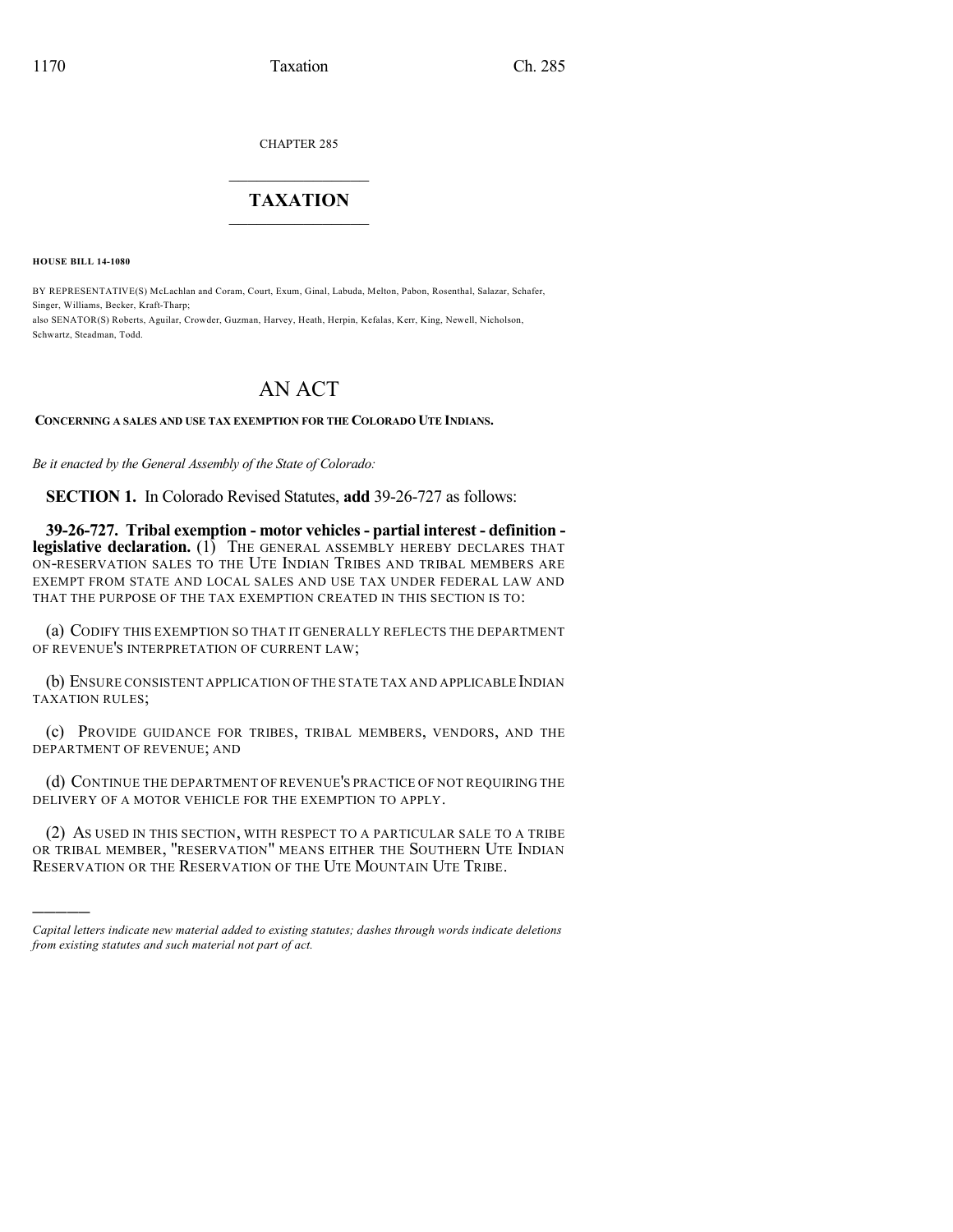CHAPTER 285

# TAXATION

**HOUSE BILL 14-1080**

BY REPRESENTATIVE(S) McLachlan and Coram, Court, Exum, Ginal, Labuda, Melton, Pabon, Rosenthal, Salazar, Schafer, Singer, Williams, Becker, Kraft-Tharp;
also SENATOR(S) Roberts, Aguilar, Crowder, Guzman, Harvey, Heath, Herpin, Kefalas, Kerr, King, Newell, Nicholson, Schwartz, Steadman, Todd.

# AN ACT

**CONCERNING A SALES AND USE TAX EXEMPTION FOR THE COLORADO UTE INDIANS.**

*Be it enacted by the General Assembly of the State of Colorado:*

**SECTION 1.** In Colorado Revised Statutes, **add** 39-26-727 as follows:

**39-26-727. Tribal exemption - motor vehicles - partial interest - definition - legislative declaration.** (1) THE GENERAL ASSEMBLY HEREBY DECLARES THAT ON-RESERVATION SALES TO THE UTE INDIAN TRIBES AND TRIBAL MEMBERS ARE EXEMPT FROM STATE AND LOCAL SALES AND USE TAX UNDER FEDERAL LAW AND THAT THE PURPOSE OF THE TAX EXEMPTION CREATED IN THIS SECTION IS TO:

(a) CODIFY THIS EXEMPTION SO THAT IT GENERALLY REFLECTS THE DEPARTMENT OF REVENUE'S INTERPRETATION OF CURRENT LAW;

(b) ENSURE CONSISTENT APPLICATION OF THE STATE TAX AND APPLICABLE INDIAN TAXATION RULES;

(c) PROVIDE GUIDANCE FOR TRIBES, TRIBAL MEMBERS, VENDORS, AND THE DEPARTMENT OF REVENUE; AND

(d) CONTINUE THE DEPARTMENT OF REVENUE'S PRACTICE OF NOT REQUIRING THE DELIVERY OF A MOTOR VEHICLE FOR THE EXEMPTION TO APPLY.

(2) AS USED IN THIS SECTION, WITH RESPECT TO A PARTICULAR SALE TO A TRIBE OR TRIBAL MEMBER, "RESERVATION" MEANS EITHER THE SOUTHERN UTE INDIAN RESERVATION OR THE RESERVATION OF THE UTE MOUNTAIN UTE TRIBE.

*Capital letters indicate new material added to existing statutes; dashes through words indicate deletions from existing statutes and such material not part of act.*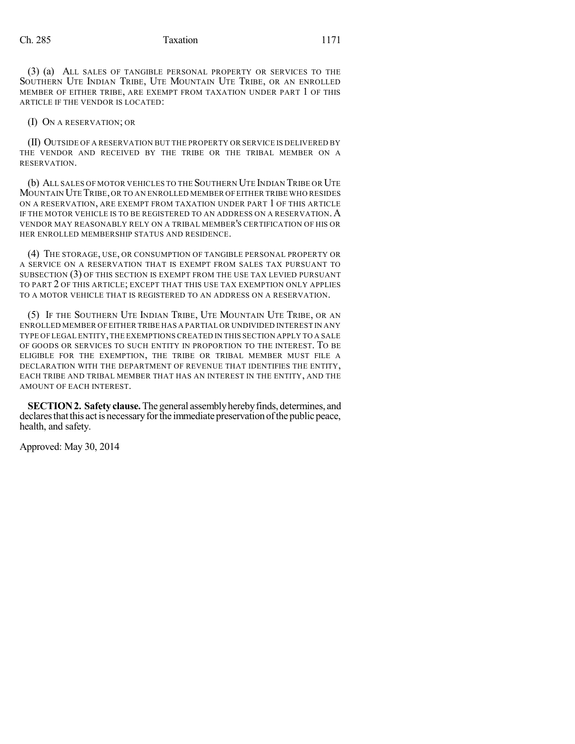(3) (a) ALL SALES OF TANGIBLE PERSONAL PROPERTY OR SERVICES TO THE SOUTHERN UTE INDIAN TRIBE, UTE MOUNTAIN UTE TRIBE, OR AN ENROLLED MEMBER OF EITHER TRIBE, ARE EXEMPT FROM TAXATION UNDER PART 1 OF THIS ARTICLE IF THE VENDOR IS LOCATED:

(I) ON A RESERVATION; OR

(II) OUTSIDE OF A RESERVATION BUT THE PROPERTY OR SERVICE IS DELIVERED BY THE VENDOR AND RECEIVED BY THE TRIBE OR THE TRIBAL MEMBER ON A RESERVATION.

(b) ALL SALES OF MOTOR VEHICLES TO THE SOUTHERN UTE INDIAN TRIBE OR UTE MOUNTAIN UTE TRIBE, OR TO AN ENROLLED MEMBER OF EITHER TRIBE WHO RESIDES ON A RESERVATION, ARE EXEMPT FROM TAXATION UNDER PART 1 OF THIS ARTICLE IF THE MOTOR VEHICLE IS TO BE REGISTERED TO AN ADDRESS ON A RESERVATION. A VENDOR MAY REASONABLY RELY ON A TRIBAL MEMBER'S CERTIFICATION OF HIS OR HER ENROLLED MEMBERSHIP STATUS AND RESIDENCE.

(4) THE STORAGE, USE, OR CONSUMPTION OF TANGIBLE PERSONAL PROPERTY OR A SERVICE ON A RESERVATION THAT IS EXEMPT FROM SALES TAX PURSUANT TO SUBSECTION (3) OF THIS SECTION IS EXEMPT FROM THE USE TAX LEVIED PURSUANT TO PART 2 OF THIS ARTICLE; EXCEPT THAT THIS USE TAX EXEMPTION ONLY APPLIES TO A MOTOR VEHICLE THAT IS REGISTERED TO AN ADDRESS ON A RESERVATION.

(5) IF THE SOUTHERN UTE INDIAN TRIBE, UTE MOUNTAIN UTE TRIBE, OR AN ENROLLED MEMBER OF EITHER TRIBE HAS A PARTIAL OR UNDIVIDED INTEREST IN ANY TYPE OF LEGAL ENTITY, THE EXEMPTIONS CREATED IN THIS SECTION APPLY TO A SALE OF GOODS OR SERVICES TO SUCH ENTITY IN PROPORTION TO THE INTEREST. TO BE ELIGIBLE FOR THE EXEMPTION, THE TRIBE OR TRIBAL MEMBER MUST FILE A DECLARATION WITH THE DEPARTMENT OF REVENUE THAT IDENTIFIES THE ENTITY, EACH TRIBE AND TRIBAL MEMBER THAT HAS AN INTEREST IN THE ENTITY, AND THE AMOUNT OF EACH INTEREST.

**SECTION 2. Safety clause.** The general assembly hereby finds, determines, and declares that this act is necessary for the immediate preservation of the public peace, health, and safety.

Approved: May 30, 2014